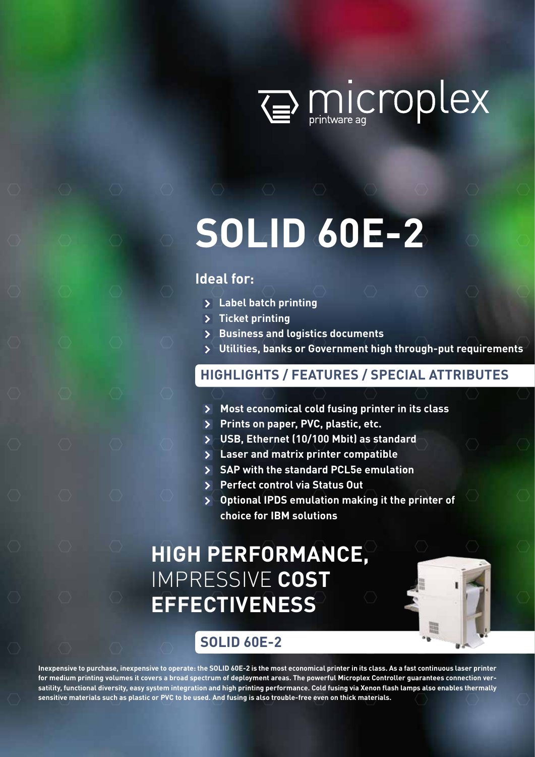microplex printware ag

# SOLID 60E-2

**Ideal for:**

- Label batch printing
- Ticket printing
- Business and logistics documents
- Utilities, banks or Government high through-put requirements

## HIGHLIGHTS / FEATURES / SPECIAL ATTRIBUTES

- Most economical cold fusing printer in its class
- Prints on paper, PVC, plastic, etc.
- USB, Ethernet (10/100 Mbit) as standard
- Laser and matrix printer compatible
- SAP with the standard PCL5e emulation
- Perfect control via Status Out
- Optional IPDS emulation making it the printer of choice for IBM solutions

## HIGH PERFORMANCE, IMPRESSIVE COST EFFECTIVENESS

## SOLID 60E-2

**Inexpensive to purchase, inexpensive to operate: the SOLID 60E-2 is the most economical printer in its class. As a fast continuous laser printer for medium printing volumes it covers a broad spectrum of deployment areas. The powerful Microplex Controller guarantees connection versatility, functional diversity, easy system integration and high printing performance. Cold fusing via Xenon flash lamps also enables thermally sensitive materials such as plastic or PVC to be used. And fusing is also trouble-free even on thick materials.**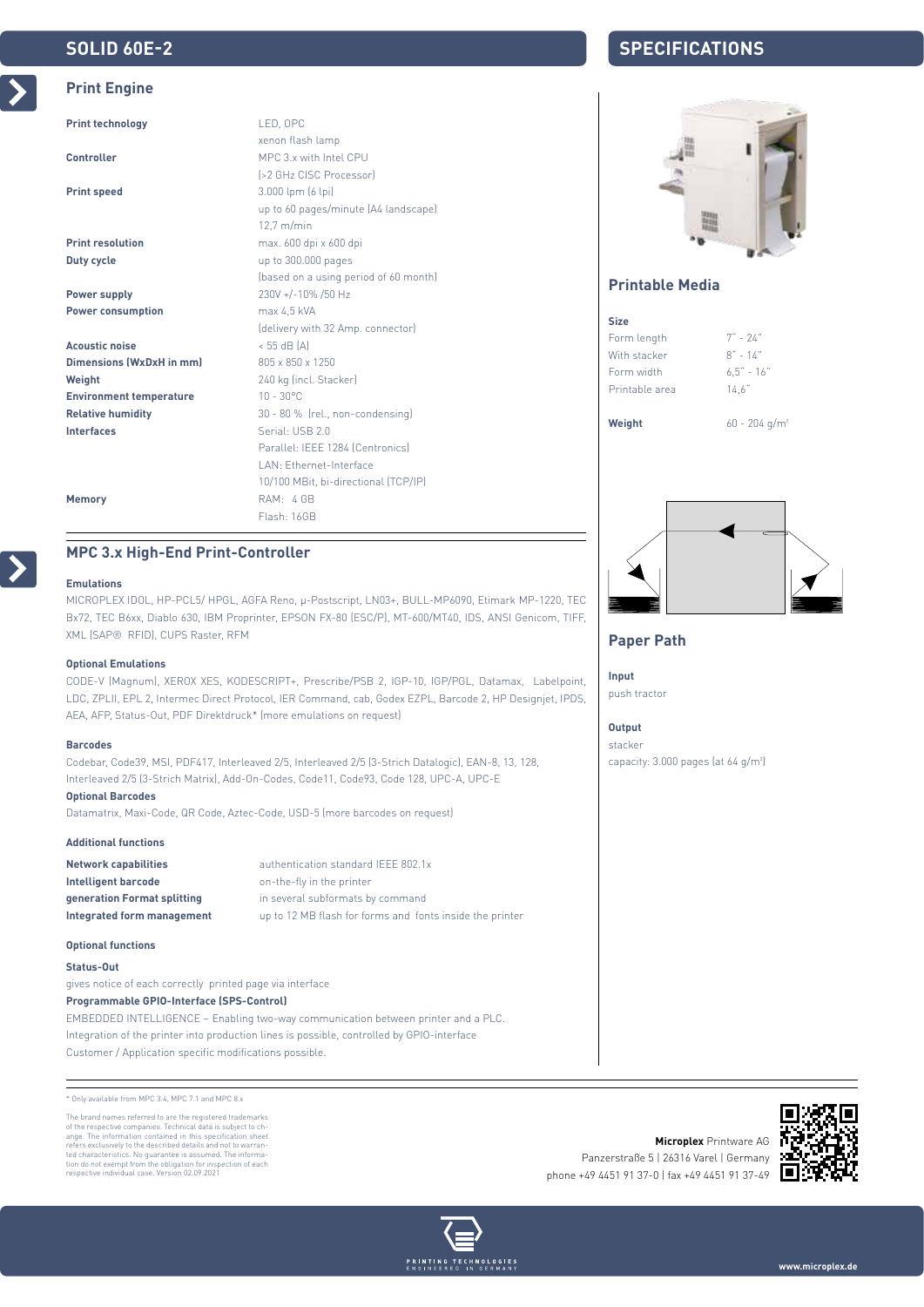# SOLID 60E-2

## SPECIFICATIONS

### Print Engine

| | |
|---|---|
| **Print technology** | LED, OPC<br>xenon flash lamp |
| **Controller** | MPC 3.x with Intel CPU<br>(>2 GHz CISC Processor) |
| **Print speed** | 3.000 lpm (6 lpi)<br>up to 60 pages/minute (A4 landscape)<br>12,7 m/min |
| **Print resolution** | max. 600 dpi x 600 dpi |
| **Duty cycle** | up to 300.000 pages<br>(based on a using period of 60 month) |
| **Power supply** | 230V +/-10% /50 Hz |
| **Power consumption** | max 4,5 kVA<br>(delivery with 32 Amp. connector) |
| **Acoustic noise** | < 55 dB (A) |
| **Dimensions (WxDxH in mm)** | 805 x 850 x 1250 |
| **Weight** | 240 kg (incl. Stacker) |
| **Environment temperature** | 10 - 30°C |
| **Relative humidity** | 30 - 80 % (rel., non-condensing) |
| **Interfaces** | Serial: USB 2.0<br>Parallel: IEEE 1284 (Centronics)<br>LAN: Ethernet-Interface<br>10/100 MBit, bi-directional (TCP/IP) |
| **Memory** | RAM: 4 GB<br>Flash: 16GB |

### MPC 3.x High-End Print-Controller

**Emulations**

MICROPLEX IDOL, HP-PCL5/ HPGL, AGFA Reno, µ-Postscript, LN03+, BULL-MP6090, Etimark MP-1220, TEC Bx72, TEC B6xx, Diablo 630, IBM Proprinter, EPSON FX-80 (ESC/P), MT-600/MT40, IDS, ANSI Genicom, TIFF, XML (SAP® RFID), CUPS Raster, RFM

**Optional Emulations**

CODE-V (Magnum), XEROX XES, KODESCRIPT+, Prescribe/PSB 2, IGP-10, IGP/PGL, Datamax, Labelpoint, LDC, ZPLII, EPL 2, Intermec Direct Protocol, IER Command, cab, Godex EZPL, Barcode 2, HP Designjet, IPDS, AEA, AFP, Status-Out, PDF Direktdruck* (more emulations on request)

**Barcodes**

Codebar, Code39, MSI, PDF417, Interleaved 2/5, Interleaved 2/5 (3-Strich Datalogic), EAN-8, 13, 128, Interleaved 2/5 (3-Strich Matrix), Add-On-Codes, Code11, Code93, Code 128, UPC-A, UPC-E

**Optional Barcodes**

Datamatrix, Maxi-Code, QR Code, Aztec-Code, USD-5 (more barcodes on request)

**Additional functions**

| | |
|---|---|
| **Network capabilities** | authentication standard IEEE 802.1x |
| **Intelligent barcode** | on-the-fly in the printer |
| **generation Format splitting** | in several subformats by command |
| **Integrated form management** | up to 12 MB flash for forms and fonts inside the printer |

**Optional functions**

**Status-Out**

gives notice of each correctly printed page via interface

**Programmable GPIO-Interface (SPS-Control)**

EMBEDDED INTELLIGENCE – Enabling two-way communication between printer and a PLC. Integration of the printer into production lines is possible, controlled by GPIO-interface Customer / Application specific modifications possible.

### Printable Media

**Size**

| | |
|---|---|
| Form length | 7" - 24" |
| With stacker | 8" - 14" |
| Form width | 6,5" - 16" |
| Printable area | 14,6" |
| **Weight** | 60 - 204 g/m² |

### Paper Path

**Input**

push tractor

**Output**

stacker

capacity: 3.000 pages (at 64 g/m²)

\* Only available from MPC 3.4, MPC 7.1 and MPC 8.x

The brand names referred to are the registered trademarks of the respective companies. Technical data is subject to change. The information contained in this specification sheet refers exclusively to the described details and not to warranted characteristics. No guarantee is assumed. The information do not exempt from the obligation for inspection of each respective individual case. Version 02.09.2021

**Microplex** Printware AG
Panzerstraße 5 | 26316 Varel | Germany
phone +49 4451 91 37-0 | fax +49 4451 91 37-49

PRINTING TECHNOLOGIES
ENGINEERED IN GERMANY

www.microplex.de